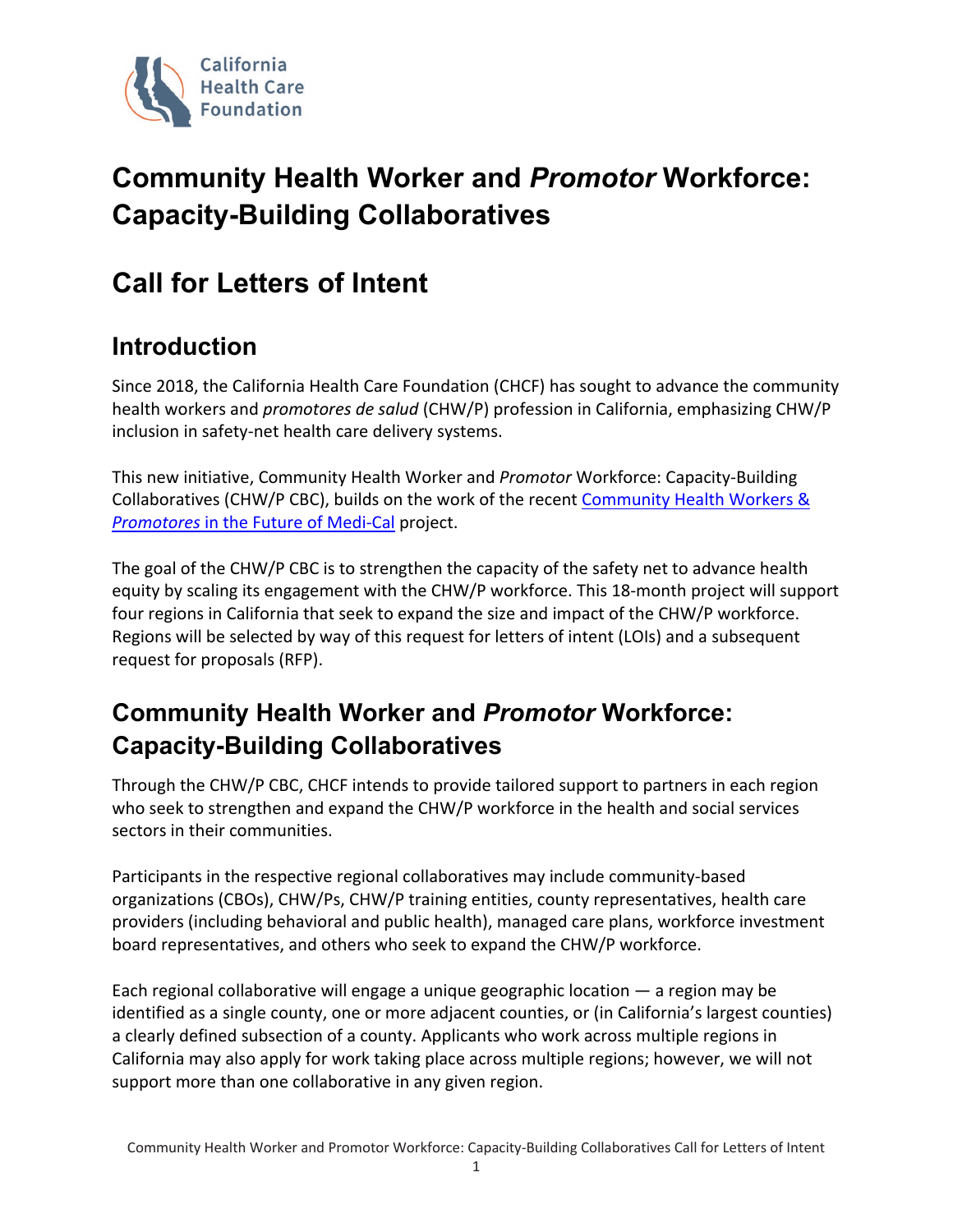California Health Care Foundation

# Community Health Worker and *Promotor* Workforce: Capacity-Building Collaboratives

# Call for Letters of Intent

## Introduction

Since 2018, the California Health Care Foundation (CHCF) has sought to advance the community health workers and *promotores de salud* (CHW/P) profession in California, emphasizing CHW/P inclusion in safety-net health care delivery systems.

This new initiative, Community Health Worker and *Promotor* Workforce: Capacity-Building Collaboratives (CHW/P CBC), builds on the work of the recent [Community Health Workers & *Promotores* in the Future of Medi-Cal]() project.

The goal of the CHW/P CBC is to strengthen the capacity of the safety net to advance health equity by scaling its engagement with the CHW/P workforce. This 18-month project will support four regions in California that seek to expand the size and impact of the CHW/P workforce. Regions will be selected by way of this request for letters of intent (LOIs) and a subsequent request for proposals (RFP).

## Community Health Worker and *Promotor* Workforce: Capacity-Building Collaboratives

Through the CHW/P CBC, CHCF intends to provide tailored support to partners in each region who seek to strengthen and expand the CHW/P workforce in the health and social services sectors in their communities.

Participants in the respective regional collaboratives may include community-based organizations (CBOs), CHW/Ps, CHW/P training entities, county representatives, health care providers (including behavioral and public health), managed care plans, workforce investment board representatives, and others who seek to expand the CHW/P workforce.

Each regional collaborative will engage a unique geographic location — a region may be identified as a single county, one or more adjacent counties, or (in California's largest counties) a clearly defined subsection of a county. Applicants who work across multiple regions in California may also apply for work taking place across multiple regions; however, we will not support more than one collaborative in any given region.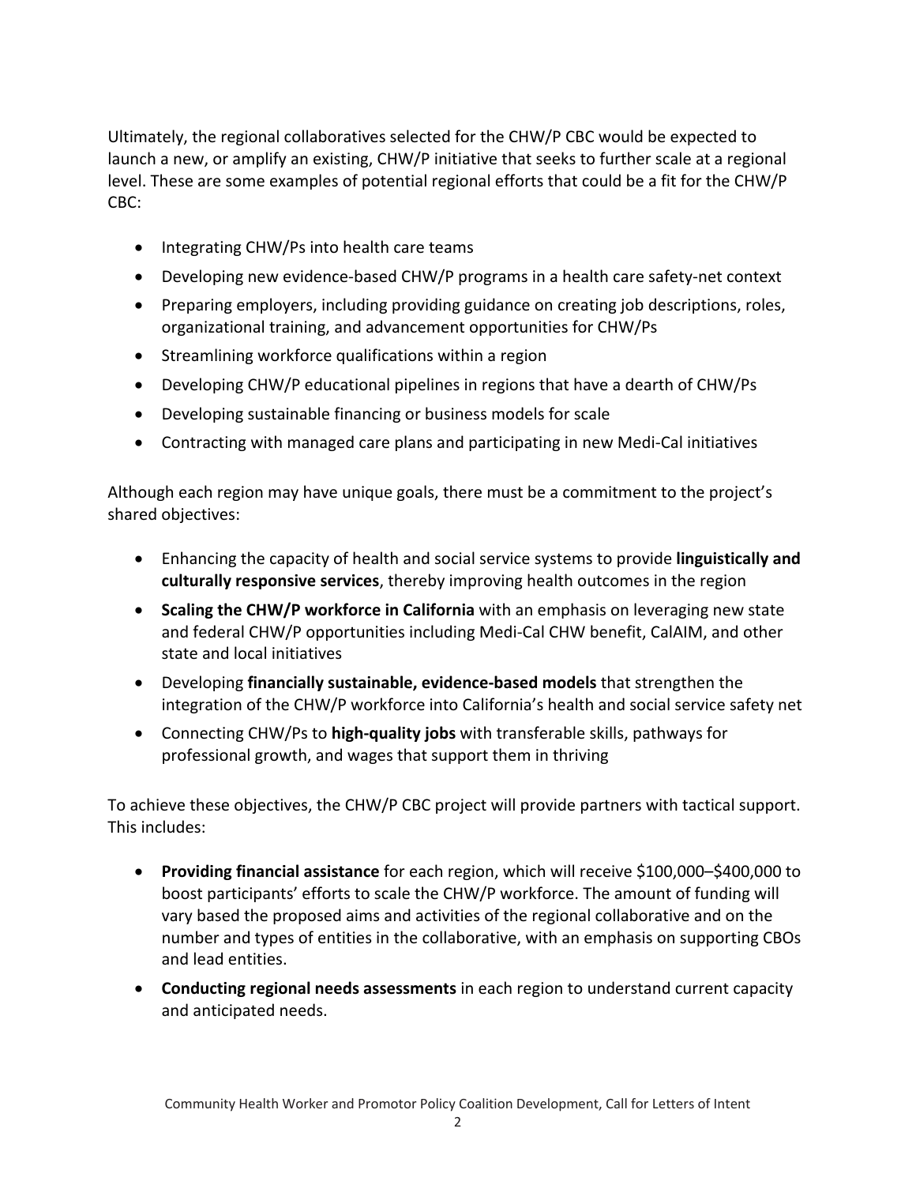Ultimately, the regional collaboratives selected for the CHW/P CBC would be expected to launch a new, or amplify an existing, CHW/P initiative that seeks to further scale at a regional level. These are some examples of potential regional efforts that could be a fit for the CHW/P CBC:

- Integrating CHW/Ps into health care teams
- Developing new evidence-based CHW/P programs in a health care safety-net context
- Preparing employers, including providing guidance on creating job descriptions, roles, organizational training, and advancement opportunities for CHW/Ps
- Streamlining workforce qualifications within a region
- Developing CHW/P educational pipelines in regions that have a dearth of CHW/Ps
- Developing sustainable financing or business models for scale
- Contracting with managed care plans and participating in new Medi-Cal initiatives

Although each region may have unique goals, there must be a commitment to the project's shared objectives:

- Enhancing the capacity of health and social service systems to provide **linguistically and culturally responsive services**, thereby improving health outcomes in the region
- **Scaling the CHW/P workforce in California** with an emphasis on leveraging new state and federal CHW/P opportunities including Medi-Cal CHW benefit, CalAIM, and other state and local initiatives
- Developing **financially sustainable, evidence-based models** that strengthen the integration of the CHW/P workforce into California's health and social service safety net
- Connecting CHW/Ps to **high-quality jobs** with transferable skills, pathways for professional growth, and wages that support them in thriving

To achieve these objectives, the CHW/P CBC project will provide partners with tactical support. This includes:

- **Providing financial assistance** for each region, which will receive $100,000–$400,000 to boost participants' efforts to scale the CHW/P workforce. The amount of funding will vary based the proposed aims and activities of the regional collaborative and on the number and types of entities in the collaborative, with an emphasis on supporting CBOs and lead entities.
- **Conducting regional needs assessments** in each region to understand current capacity and anticipated needs.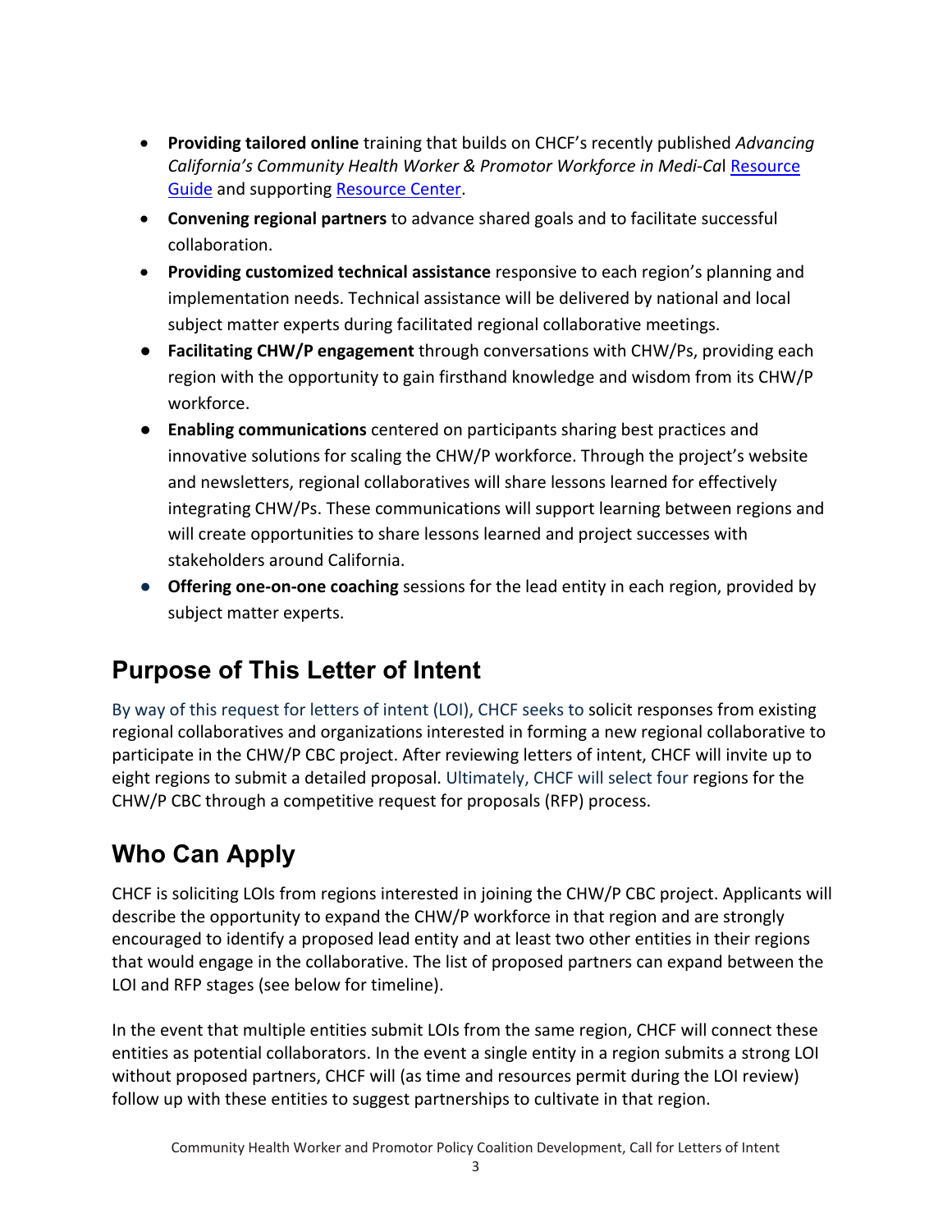- **Providing tailored online** training that builds on CHCF's recently published *Advancing California's Community Health Worker & Promotor Workforce in Medi-Cal* Resource Guide and supporting Resource Center.
- **Convening regional partners** to advance shared goals and to facilitate successful collaboration.
- **Providing customized technical assistance** responsive to each region's planning and implementation needs. Technical assistance will be delivered by national and local subject matter experts during facilitated regional collaborative meetings.
- **Facilitating CHW/P engagement** through conversations with CHW/Ps, providing each region with the opportunity to gain firsthand knowledge and wisdom from its CHW/P workforce.
- **Enabling communications** centered on participants sharing best practices and innovative solutions for scaling the CHW/P workforce. Through the project's website and newsletters, regional collaboratives will share lessons learned for effectively integrating CHW/Ps. These communications will support learning between regions and will create opportunities to share lessons learned and project successes with stakeholders around California.
- **Offering one-on-one coaching** sessions for the lead entity in each region, provided by subject matter experts.

## Purpose of This Letter of Intent

By way of this request for letters of intent (LOI), CHCF seeks to solicit responses from existing regional collaboratives and organizations interested in forming a new regional collaborative to participate in the CHW/P CBC project. After reviewing letters of intent, CHCF will invite up to eight regions to submit a detailed proposal. Ultimately, CHCF will select four regions for the CHW/P CBC through a competitive request for proposals (RFP) process.

## Who Can Apply

CHCF is soliciting LOIs from regions interested in joining the CHW/P CBC project. Applicants will describe the opportunity to expand the CHW/P workforce in that region and are strongly encouraged to identify a proposed lead entity and at least two other entities in their regions that would engage in the collaborative. The list of proposed partners can expand between the LOI and RFP stages (see below for timeline).

In the event that multiple entities submit LOIs from the same region, CHCF will connect these entities as potential collaborators. In the event a single entity in a region submits a strong LOI without proposed partners, CHCF will (as time and resources permit during the LOI review) follow up with these entities to suggest partnerships to cultivate in that region.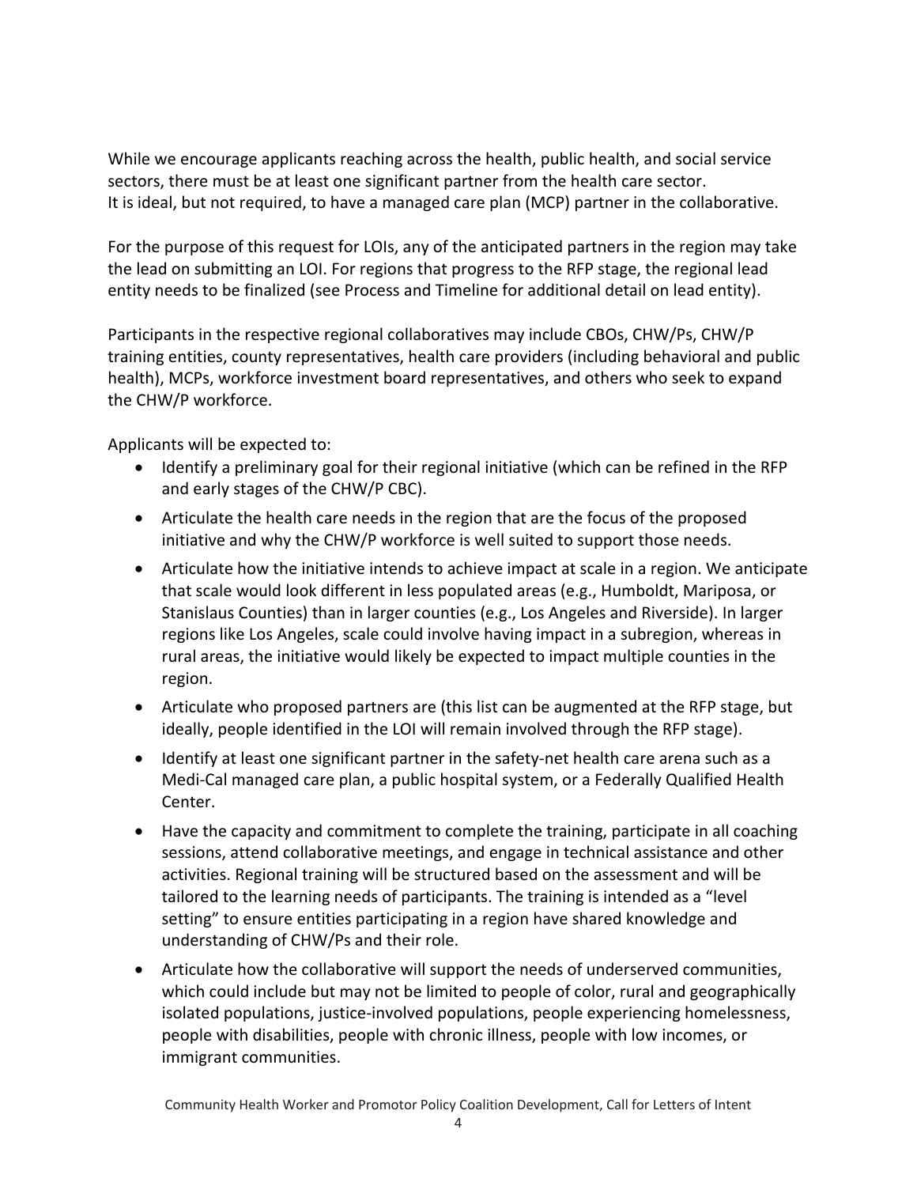While we encourage applicants reaching across the health, public health, and social service sectors, there must be at least one significant partner from the health care sector. It is ideal, but not required, to have a managed care plan (MCP) partner in the collaborative.

For the purpose of this request for LOIs, any of the anticipated partners in the region may take the lead on submitting an LOI. For regions that progress to the RFP stage, the regional lead entity needs to be finalized (see Process and Timeline for additional detail on lead entity).

Participants in the respective regional collaboratives may include CBOs, CHW/Ps, CHW/P training entities, county representatives, health care providers (including behavioral and public health), MCPs, workforce investment board representatives, and others who seek to expand the CHW/P workforce.

Applicants will be expected to:

- Identify a preliminary goal for their regional initiative (which can be refined in the RFP and early stages of the CHW/P CBC).
- Articulate the health care needs in the region that are the focus of the proposed initiative and why the CHW/P workforce is well suited to support those needs.
- Articulate how the initiative intends to achieve impact at scale in a region. We anticipate that scale would look different in less populated areas (e.g., Humboldt, Mariposa, or Stanislaus Counties) than in larger counties (e.g., Los Angeles and Riverside). In larger regions like Los Angeles, scale could involve having impact in a subregion, whereas in rural areas, the initiative would likely be expected to impact multiple counties in the region.
- Articulate who proposed partners are (this list can be augmented at the RFP stage, but ideally, people identified in the LOI will remain involved through the RFP stage).
- Identify at least one significant partner in the safety-net health care arena such as a Medi-Cal managed care plan, a public hospital system, or a Federally Qualified Health Center.
- Have the capacity and commitment to complete the training, participate in all coaching sessions, attend collaborative meetings, and engage in technical assistance and other activities. Regional training will be structured based on the assessment and will be tailored to the learning needs of participants. The training is intended as a "level setting" to ensure entities participating in a region have shared knowledge and understanding of CHW/Ps and their role.
- Articulate how the collaborative will support the needs of underserved communities, which could include but may not be limited to people of color, rural and geographically isolated populations, justice-involved populations, people experiencing homelessness, people with disabilities, people with chronic illness, people with low incomes, or immigrant communities.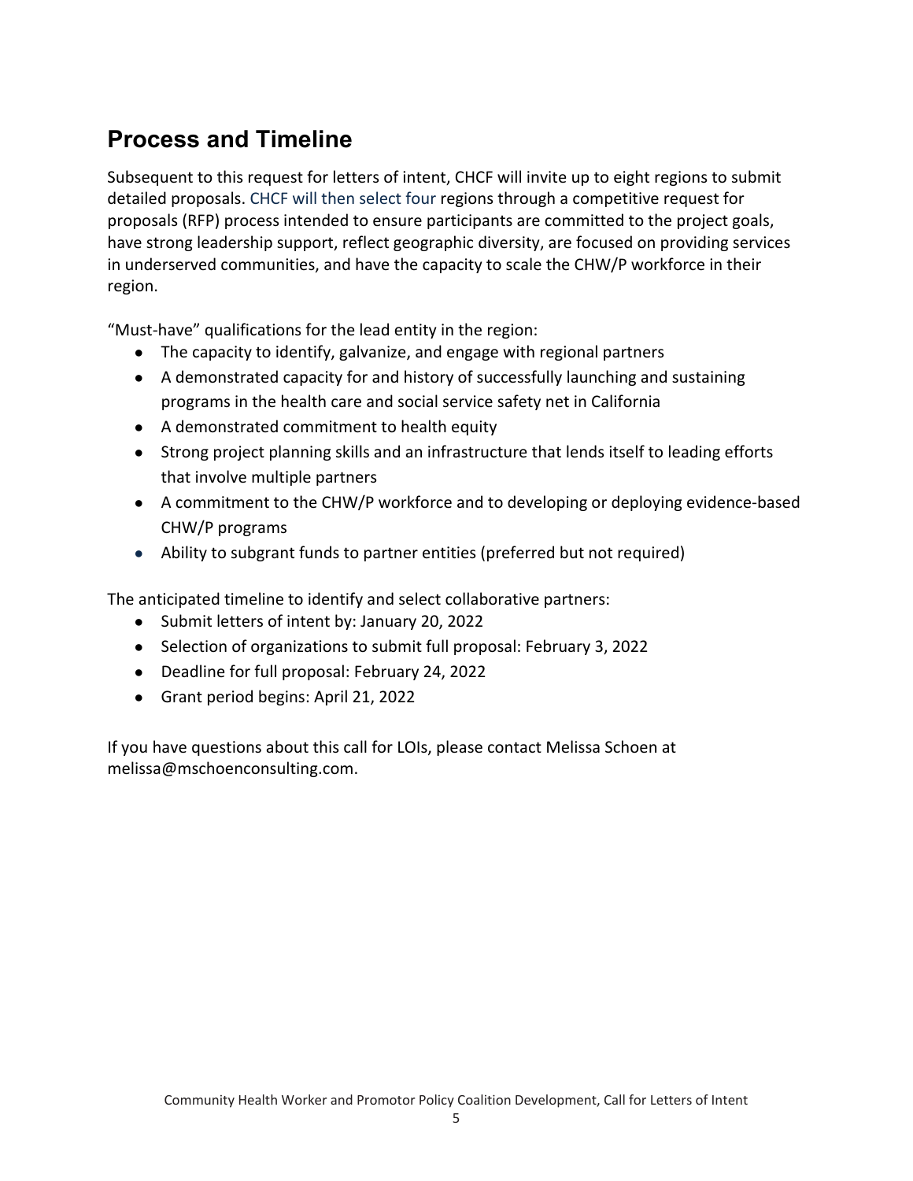## Process and Timeline

Subsequent to this request for letters of intent, CHCF will invite up to eight regions to submit detailed proposals. CHCF will then select four regions through a competitive request for proposals (RFP) process intended to ensure participants are committed to the project goals, have strong leadership support, reflect geographic diversity, are focused on providing services in underserved communities, and have the capacity to scale the CHW/P workforce in their region.

"Must-have" qualifications for the lead entity in the region:

- The capacity to identify, galvanize, and engage with regional partners
- A demonstrated capacity for and history of successfully launching and sustaining programs in the health care and social service safety net in California
- A demonstrated commitment to health equity
- Strong project planning skills and an infrastructure that lends itself to leading efforts that involve multiple partners
- A commitment to the CHW/P workforce and to developing or deploying evidence-based CHW/P programs
- Ability to subgrant funds to partner entities (preferred but not required)

The anticipated timeline to identify and select collaborative partners:

- Submit letters of intent by: January 20, 2022
- Selection of organizations to submit full proposal: February 3, 2022
- Deadline for full proposal: February 24, 2022
- Grant period begins: April 21, 2022

If you have questions about this call for LOIs, please contact Melissa Schoen at melissa@mschoenconsulting.com.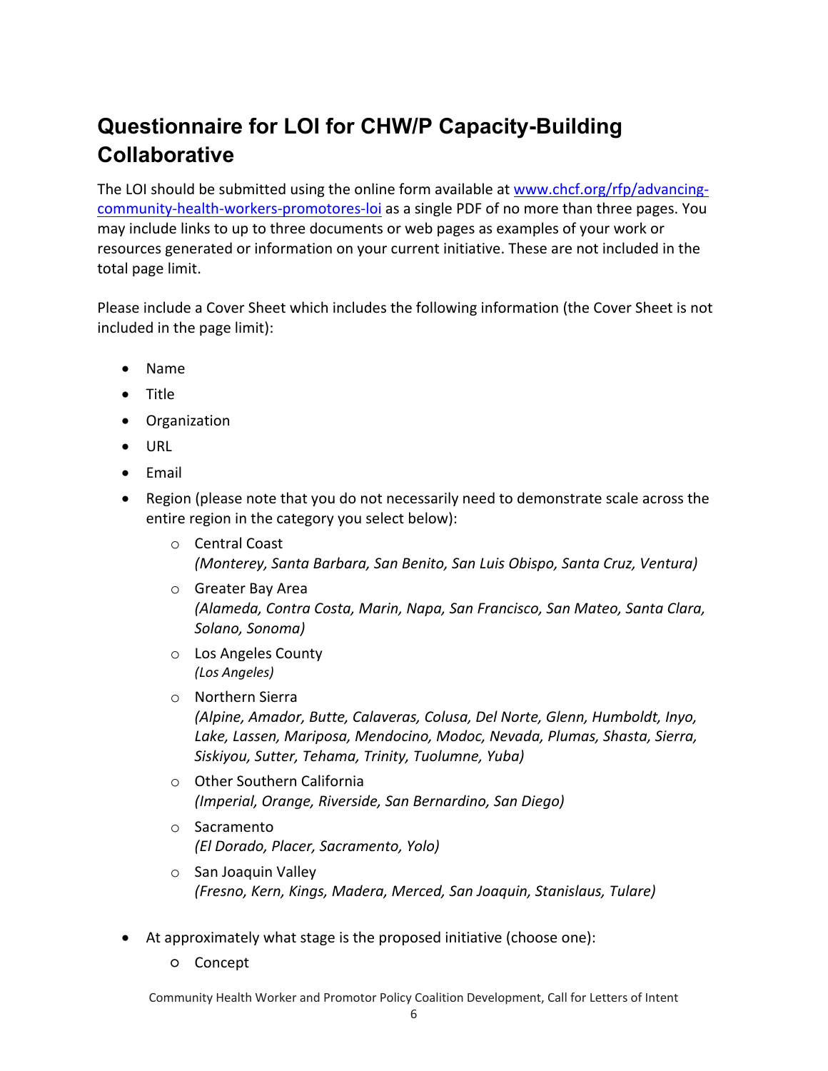# Questionnaire for LOI for CHW/P Capacity-Building Collaborative

The LOI should be submitted using the online form available at [www.chcf.org/rfp/advancing-community-health-workers-promotores-loi](www.chcf.org/rfp/advancing-community-health-workers-promotores-loi) as a single PDF of no more than three pages. You may include links to up to three documents or web pages as examples of your work or resources generated or information on your current initiative. These are not included in the total page limit.

Please include a Cover Sheet which includes the following information (the Cover Sheet is not included in the page limit):

- Name
- Title
- Organization
- URL
- Email
- Region (please note that you do not necessarily need to demonstrate scale across the entire region in the category you select below):
  - Central Coast
    *(Monterey, Santa Barbara, San Benito, San Luis Obispo, Santa Cruz, Ventura)*
  - Greater Bay Area
    *(Alameda, Contra Costa, Marin, Napa, San Francisco, San Mateo, Santa Clara, Solano, Sonoma)*
  - Los Angeles County
    *(Los Angeles)*
  - Northern Sierra
    *(Alpine, Amador, Butte, Calaveras, Colusa, Del Norte, Glenn, Humboldt, Inyo, Lake, Lassen, Mariposa, Mendocino, Modoc, Nevada, Plumas, Shasta, Sierra, Siskiyou, Sutter, Tehama, Trinity, Tuolumne, Yuba)*
  - Other Southern California
    *(Imperial, Orange, Riverside, San Bernardino, San Diego)*
  - Sacramento
    *(El Dorado, Placer, Sacramento, Yolo)*
  - San Joaquin Valley
    *(Fresno, Kern, Kings, Madera, Merced, San Joaquin, Stanislaus, Tulare)*
- At approximately what stage is the proposed initiative (choose one):
  - Concept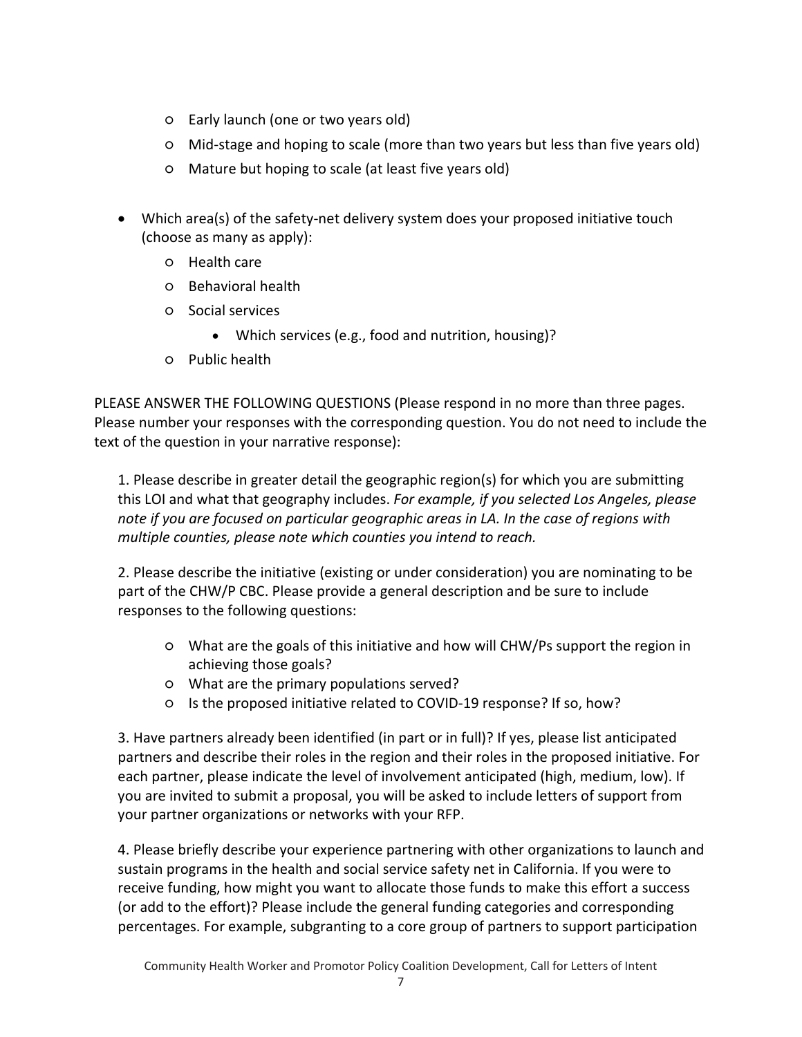- Early launch (one or two years old)
- Mid-stage and hoping to scale (more than two years but less than five years old)
- Mature but hoping to scale (at least five years old)

- Which area(s) of the safety-net delivery system does your proposed initiative touch (choose as many as apply):
  - Health care
  - Behavioral health
  - Social services
    - Which services (e.g., food and nutrition, housing)?
  - Public health

PLEASE ANSWER THE FOLLOWING QUESTIONS (Please respond in no more than three pages. Please number your responses with the corresponding question. You do not need to include the text of the question in your narrative response):

1. Please describe in greater detail the geographic region(s) for which you are submitting this LOI and what that geography includes. *For example, if you selected Los Angeles, please note if you are focused on particular geographic areas in LA. In the case of regions with multiple counties, please note which counties you intend to reach.*

2. Please describe the initiative (existing or under consideration) you are nominating to be part of the CHW/P CBC. Please provide a general description and be sure to include responses to the following questions:

   - What are the goals of this initiative and how will CHW/Ps support the region in achieving those goals?
   - What are the primary populations served?
   - Is the proposed initiative related to COVID-19 response? If so, how?

3. Have partners already been identified (in part or in full)? If yes, please list anticipated partners and describe their roles in the region and their roles in the proposed initiative. For each partner, please indicate the level of involvement anticipated (high, medium, low). If you are invited to submit a proposal, you will be asked to include letters of support from your partner organizations or networks with your RFP.

4. Please briefly describe your experience partnering with other organizations to launch and sustain programs in the health and social service safety net in California. If you were to receive funding, how might you want to allocate those funds to make this effort a success (or add to the effort)? Please include the general funding categories and corresponding percentages. For example, subgranting to a core group of partners to support participation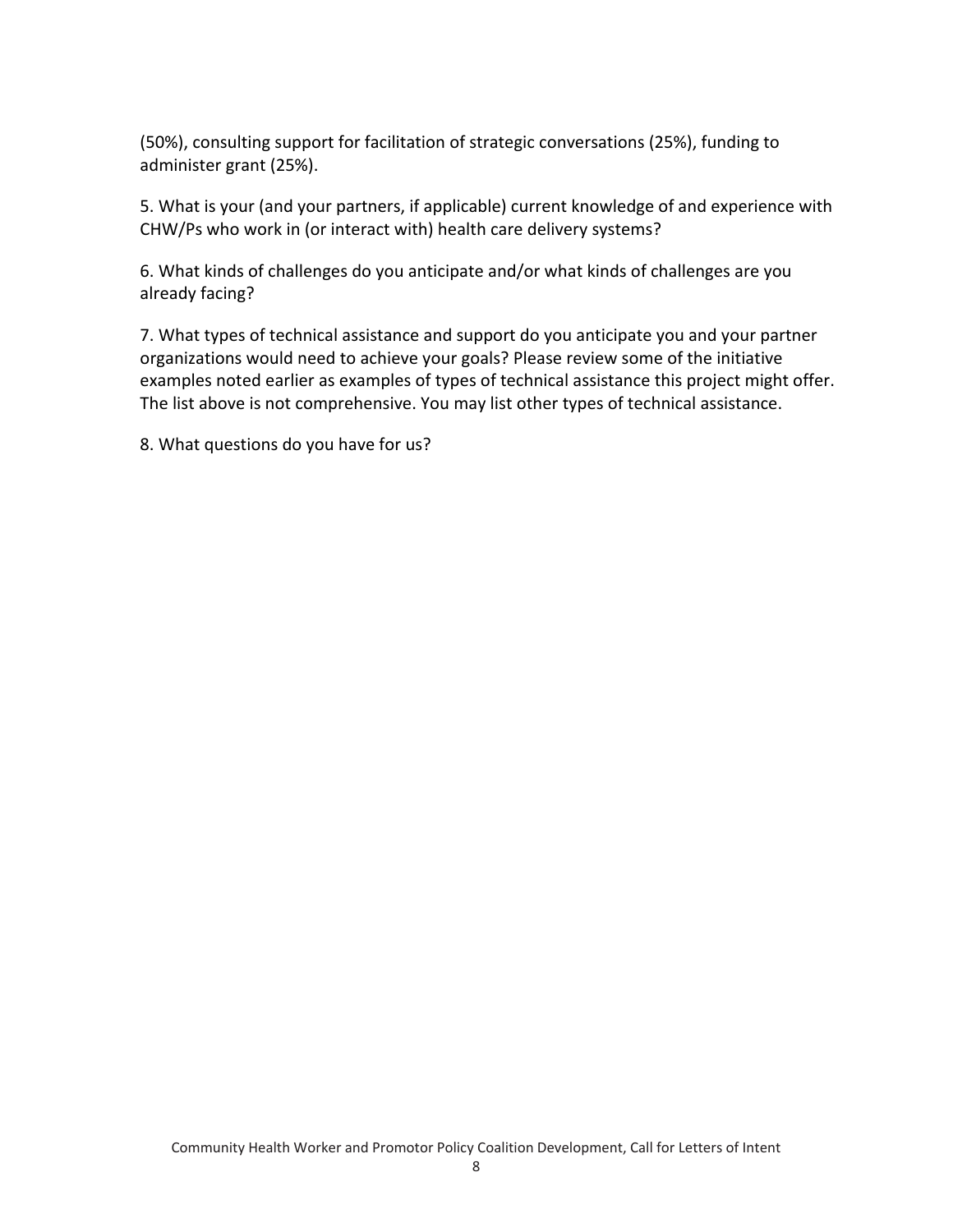(50%), consulting support for facilitation of strategic conversations (25%), funding to administer grant (25%).

5. What is your (and your partners, if applicable) current knowledge of and experience with CHW/Ps who work in (or interact with) health care delivery systems?

6. What kinds of challenges do you anticipate and/or what kinds of challenges are you already facing?

7. What types of technical assistance and support do you anticipate you and your partner organizations would need to achieve your goals? Please review some of the initiative examples noted earlier as examples of types of technical assistance this project might offer. The list above is not comprehensive. You may list other types of technical assistance.

8. What questions do you have for us?